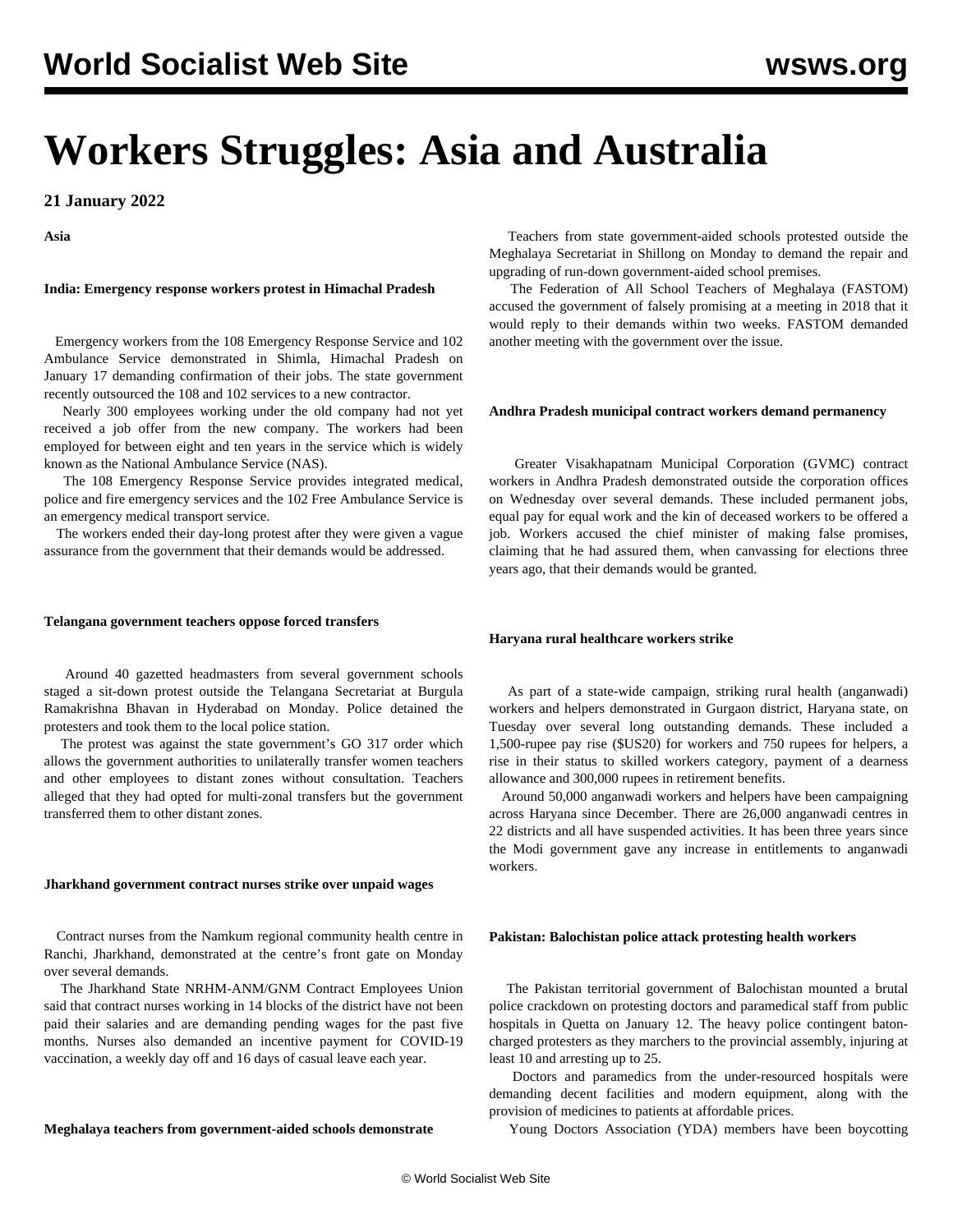# Workers Struggles: Asia and Australia

**21 January 2022**

**Asia**

**India: Emergency response workers protest in Himachal Pradesh**

Emergency workers from the 108 Emergency Response Service and 102 Ambulance Service demonstrated in Shimla, Himachal Pradesh on January 17 demanding confirmation of their jobs. The state government recently outsourced the 108 and 102 services to a new contractor.

Nearly 300 employees working under the old company had not yet received a job offer from the new company. The workers had been employed for between eight and ten years in the service which is widely known as the National Ambulance Service (NAS).

The 108 Emergency Response Service provides integrated medical, police and fire emergency services and the 102 Free Ambulance Service is an emergency medical transport service.

The workers ended their day-long protest after they were given a vague assurance from the government that their demands would be addressed.

**Telangana government teachers oppose forced transfers**

Around 40 gazetted headmasters from several government schools staged a sit-down protest outside the Telangana Secretariat at Burgula Ramakrishna Bhavan in Hyderabad on Monday. Police detained the protesters and took them to the local police station.

The protest was against the state government's GO 317 order which allows the government authorities to unilaterally transfer women teachers and other employees to distant zones without consultation. Teachers alleged that they had opted for multi-zonal transfers but the government transferred them to other distant zones.

**Jharkhand government contract nurses strike over unpaid wages**

Contract nurses from the Namkum regional community health centre in Ranchi, Jharkhand, demonstrated at the centre's front gate on Monday over several demands.

The Jharkhand State NRHM-ANM/GNM Contract Employees Union said that contract nurses working in 14 blocks of the district have not been paid their salaries and are demanding pending wages for the past five months. Nurses also demanded an incentive payment for COVID-19 vaccination, a weekly day off and 16 days of casual leave each year.

**Meghalaya teachers from government-aided schools demonstrate**

Teachers from state government-aided schools protested outside the Meghalaya Secretariat in Shillong on Monday to demand the repair and upgrading of run-down government-aided school premises.

The Federation of All School Teachers of Meghalaya (FASTOM) accused the government of falsely promising at a meeting in 2018 that it would reply to their demands within two weeks. FASTOM demanded another meeting with the government over the issue.

**Andhra Pradesh municipal contract workers demand permanency**

Greater Visakhapatnam Municipal Corporation (GVMC) contract workers in Andhra Pradesh demonstrated outside the corporation offices on Wednesday over several demands. These included permanent jobs, equal pay for equal work and the kin of deceased workers to be offered a job. Workers accused the chief minister of making false promises, claiming that he had assured them, when canvassing for elections three years ago, that their demands would be granted.

**Haryana rural healthcare workers strike**

As part of a state-wide campaign, striking rural health (anganwadi) workers and helpers demonstrated in Gurgaon district, Haryana state, on Tuesday over several long outstanding demands. These included a 1,500-rupee pay rise ($US20) for workers and 750 rupees for helpers, a rise in their status to skilled workers category, payment of a dearness allowance and 300,000 rupees in retirement benefits.

Around 50,000 anganwadi workers and helpers have been campaigning across Haryana since December. There are 26,000 anganwadi centres in 22 districts and all have suspended activities. It has been three years since the Modi government gave any increase in entitlements to anganwadi workers.

**Pakistan: Balochistan police attack protesting health workers**

The Pakistan territorial government of Balochistan mounted a brutal police crackdown on protesting doctors and paramedical staff from public hospitals in Quetta on January 12. The heavy police contingent baton-charged protesters as they marchers to the provincial assembly, injuring at least 10 and arresting up to 25.

Doctors and paramedics from the under-resourced hospitals were demanding decent facilities and modern equipment, along with the provision of medicines to patients at affordable prices.

Young Doctors Association (YDA) members have been boycotting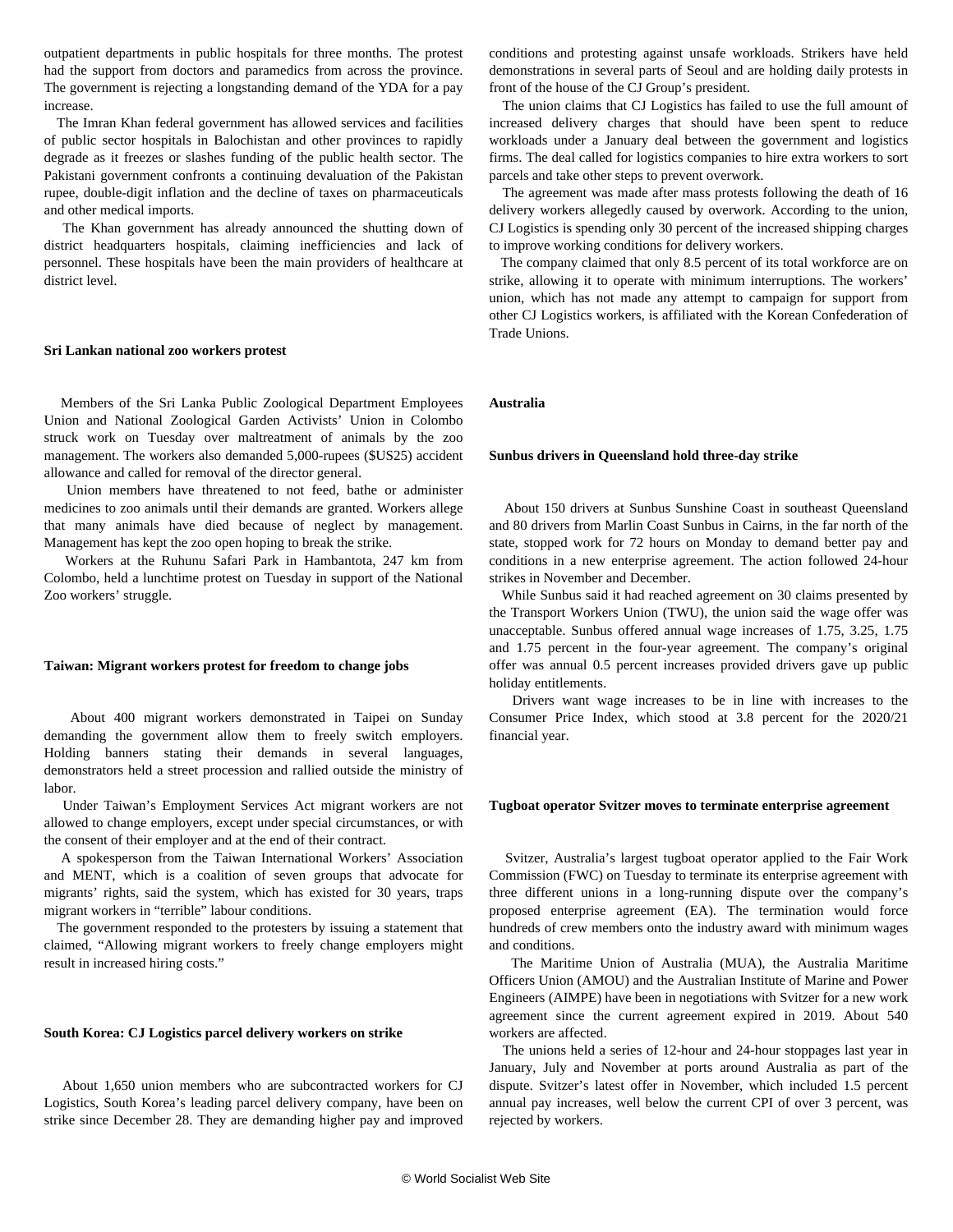outpatient departments in public hospitals for three months. The protest had the support from doctors and paramedics from across the province. The government is rejecting a longstanding demand of the YDA for a pay increase.

The Imran Khan federal government has allowed services and facilities of public sector hospitals in Balochistan and other provinces to rapidly degrade as it freezes or slashes funding of the public health sector. The Pakistani government confronts a continuing devaluation of the Pakistan rupee, double-digit inflation and the decline of taxes on pharmaceuticals and other medical imports.

The Khan government has already announced the shutting down of district headquarters hospitals, claiming inefficiencies and lack of personnel. These hospitals have been the main providers of healthcare at district level.

**Sri Lankan national zoo workers protest**

Members of the Sri Lanka Public Zoological Department Employees Union and National Zoological Garden Activists' Union in Colombo struck work on Tuesday over maltreatment of animals by the zoo management. The workers also demanded 5,000-rupees ($US25) accident allowance and called for removal of the director general.

Union members have threatened to not feed, bathe or administer medicines to zoo animals until their demands are granted. Workers allege that many animals have died because of neglect by management. Management has kept the zoo open hoping to break the strike.

Workers at the Ruhunu Safari Park in Hambantota, 247 km from Colombo, held a lunchtime protest on Tuesday in support of the National Zoo workers' struggle.

**Taiwan: Migrant workers protest for freedom to change jobs**

About 400 migrant workers demonstrated in Taipei on Sunday demanding the government allow them to freely switch employers. Holding banners stating their demands in several languages, demonstrators held a street procession and rallied outside the ministry of labor.

Under Taiwan's Employment Services Act migrant workers are not allowed to change employers, except under special circumstances, or with the consent of their employer and at the end of their contract.

A spokesperson from the Taiwan International Workers' Association and MENT, which is a coalition of seven groups that advocate for migrants' rights, said the system, which has existed for 30 years, traps migrant workers in "terrible" labour conditions.

The government responded to the protesters by issuing a statement that claimed, "Allowing migrant workers to freely change employers might result in increased hiring costs."

**South Korea: CJ Logistics parcel delivery workers on strike**

About 1,650 union members who are subcontracted workers for CJ Logistics, South Korea's leading parcel delivery company, have been on strike since December 28. They are demanding higher pay and improved conditions and protesting against unsafe workloads. Strikers have held demonstrations in several parts of Seoul and are holding daily protests in front of the house of the CJ Group's president.

The union claims that CJ Logistics has failed to use the full amount of increased delivery charges that should have been spent to reduce workloads under a January deal between the government and logistics firms. The deal called for logistics companies to hire extra workers to sort parcels and take other steps to prevent overwork.

The agreement was made after mass protests following the death of 16 delivery workers allegedly caused by overwork. According to the union, CJ Logistics is spending only 30 percent of the increased shipping charges to improve working conditions for delivery workers.

The company claimed that only 8.5 percent of its total workforce are on strike, allowing it to operate with minimum interruptions. The workers' union, which has not made any attempt to campaign for support from other CJ Logistics workers, is affiliated with the Korean Confederation of Trade Unions.

**Australia**

**Sunbus drivers in Queensland hold three-day strike**

About 150 drivers at Sunbus Sunshine Coast in southeast Queensland and 80 drivers from Marlin Coast Sunbus in Cairns, in the far north of the state, stopped work for 72 hours on Monday to demand better pay and conditions in a new enterprise agreement. The action followed 24-hour strikes in November and December.

While Sunbus said it had reached agreement on 30 claims presented by the Transport Workers Union (TWU), the union said the wage offer was unacceptable. Sunbus offered annual wage increases of 1.75, 3.25, 1.75 and 1.75 percent in the four-year agreement. The company's original offer was annual 0.5 percent increases provided drivers gave up public holiday entitlements.

Drivers want wage increases to be in line with increases to the Consumer Price Index, which stood at 3.8 percent for the 2020/21 financial year.

**Tugboat operator Svitzer moves to terminate enterprise agreement**

Svitzer, Australia's largest tugboat operator applied to the Fair Work Commission (FWC) on Tuesday to terminate its enterprise agreement with three different unions in a long-running dispute over the company's proposed enterprise agreement (EA). The termination would force hundreds of crew members onto the industry award with minimum wages and conditions.

The Maritime Union of Australia (MUA), the Australia Maritime Officers Union (AMOU) and the Australian Institute of Marine and Power Engineers (AIMPE) have been in negotiations with Svitzer for a new work agreement since the current agreement expired in 2019. About 540 workers are affected.

The unions held a series of 12-hour and 24-hour stoppages last year in January, July and November at ports around Australia as part of the dispute. Svitzer's latest offer in November, which included 1.5 percent annual pay increases, well below the current CPI of over 3 percent, was rejected by workers.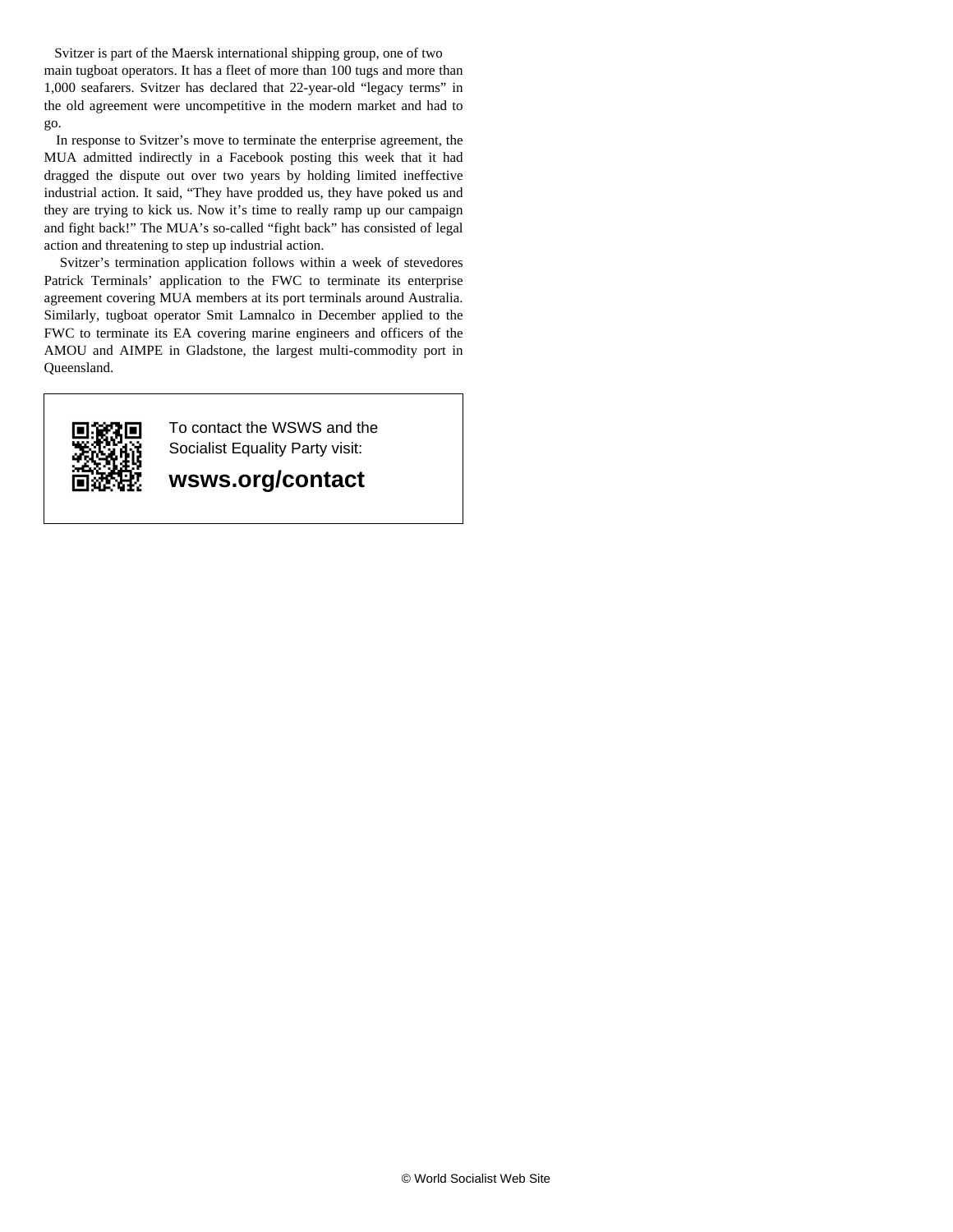Svitzer is part of the Maersk international shipping group, one of two main tugboat operators. It has a fleet of more than 100 tugs and more than 1,000 seafarers. Svitzer has declared that 22-year-old "legacy terms" in the old agreement were uncompetitive in the modern market and had to go.

In response to Svitzer's move to terminate the enterprise agreement, the MUA admitted indirectly in a Facebook posting this week that it had dragged the dispute out over two years by holding limited ineffective industrial action. It said, "They have prodded us, they have poked us and they are trying to kick us. Now it's time to really ramp up our campaign and fight back!" The MUA's so-called "fight back" has consisted of legal action and threatening to step up industrial action.

Svitzer's termination application follows within a week of stevedores Patrick Terminals' application to the FWC to terminate its enterprise agreement covering MUA members at its port terminals around Australia. Similarly, tugboat operator Smit Lamnalco in December applied to the FWC to terminate its EA covering marine engineers and officers of the AMOU and AIMPE in Gladstone, the largest multi-commodity port in Queensland.

To contact the WSWS and the Socialist Equality Party visit:

**wsws.org/contact**